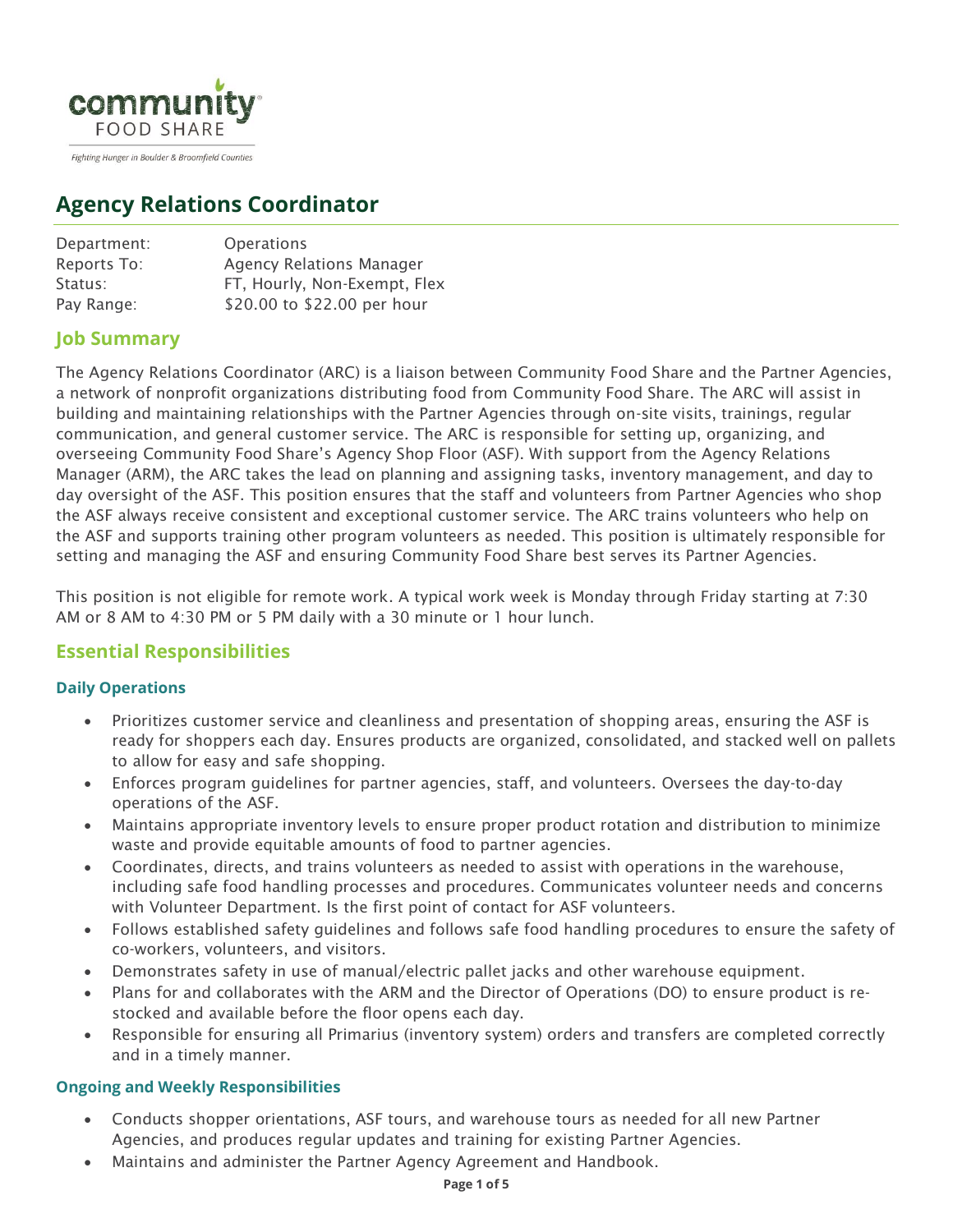community
FOOD SHARE

*Fighting Hunger in Boulder & Broomfield Counties*

# Agency Relations Coordinator

| | |
|---|---|
| Department: | Operations |
| Reports To: | Agency Relations Manager |
| Status: | FT, Hourly, Non-Exempt, Flex |
| Pay Range: | $20.00 to $22.00 per hour |

## Job Summary

The Agency Relations Coordinator (ARC) is a liaison between Community Food Share and the Partner Agencies, a network of nonprofit organizations distributing food from Community Food Share. The ARC will assist in building and maintaining relationships with the Partner Agencies through on-site visits, trainings, regular communication, and general customer service. The ARC is responsible for setting up, organizing, and overseeing Community Food Share's Agency Shop Floor (ASF). With support from the Agency Relations Manager (ARM), the ARC takes the lead on planning and assigning tasks, inventory management, and day to day oversight of the ASF. This position ensures that the staff and volunteers from Partner Agencies who shop the ASF always receive consistent and exceptional customer service. The ARC trains volunteers who help on the ASF and supports training other program volunteers as needed. This position is ultimately responsible for setting and managing the ASF and ensuring Community Food Share best serves its Partner Agencies.

This position is not eligible for remote work. A typical work week is Monday through Friday starting at 7:30 AM or 8 AM to 4:30 PM or 5 PM daily with a 30 minute or 1 hour lunch.

## Essential Responsibilities

### Daily Operations

- Prioritizes customer service and cleanliness and presentation of shopping areas, ensuring the ASF is ready for shoppers each day. Ensures products are organized, consolidated, and stacked well on pallets to allow for easy and safe shopping.
- Enforces program guidelines for partner agencies, staff, and volunteers. Oversees the day-to-day operations of the ASF.
- Maintains appropriate inventory levels to ensure proper product rotation and distribution to minimize waste and provide equitable amounts of food to partner agencies.
- Coordinates, directs, and trains volunteers as needed to assist with operations in the warehouse, including safe food handling processes and procedures. Communicates volunteer needs and concerns with Volunteer Department. Is the first point of contact for ASF volunteers.
- Follows established safety guidelines and follows safe food handling procedures to ensure the safety of co-workers, volunteers, and visitors.
- Demonstrates safety in use of manual/electric pallet jacks and other warehouse equipment.
- Plans for and collaborates with the ARM and the Director of Operations (DO) to ensure product is re-stocked and available before the floor opens each day.
- Responsible for ensuring all Primarius (inventory system) orders and transfers are completed correctly and in a timely manner.

### Ongoing and Weekly Responsibilities

- Conducts shopper orientations, ASF tours, and warehouse tours as needed for all new Partner Agencies, and produces regular updates and training for existing Partner Agencies.
- Maintains and administer the Partner Agency Agreement and Handbook.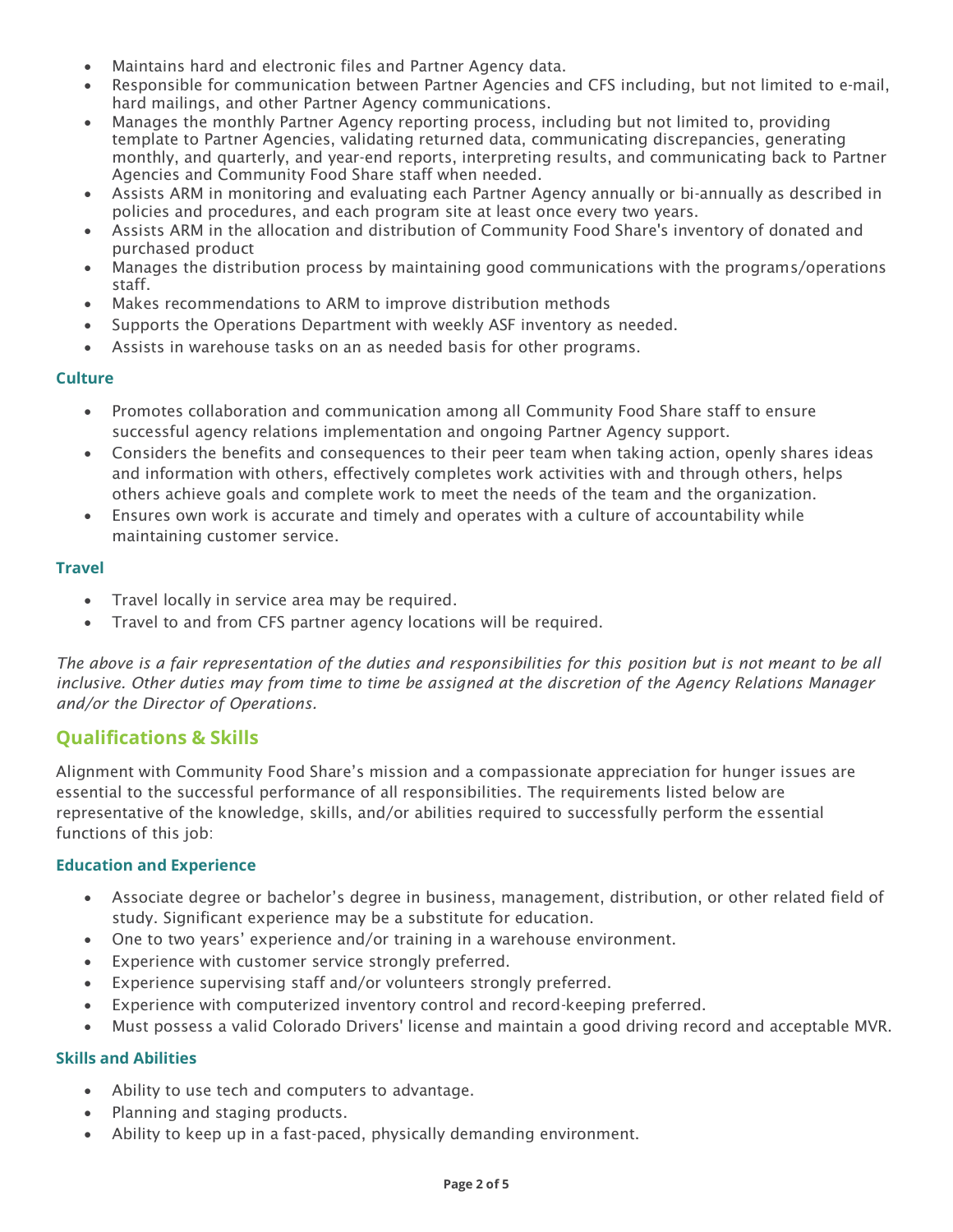- Maintains hard and electronic files and Partner Agency data.
- Responsible for communication between Partner Agencies and CFS including, but not limited to e-mail, hard mailings, and other Partner Agency communications.
- Manages the monthly Partner Agency reporting process, including but not limited to, providing template to Partner Agencies, validating returned data, communicating discrepancies, generating monthly, and quarterly, and year-end reports, interpreting results, and communicating back to Partner Agencies and Community Food Share staff when needed.
- Assists ARM in monitoring and evaluating each Partner Agency annually or bi-annually as described in policies and procedures, and each program site at least once every two years.
- Assists ARM in the allocation and distribution of Community Food Share's inventory of donated and purchased product
- Manages the distribution process by maintaining good communications with the programs/operations staff.
- Makes recommendations to ARM to improve distribution methods
- Supports the Operations Department with weekly ASF inventory as needed.
- Assists in warehouse tasks on an as needed basis for other programs.

### Culture

- Promotes collaboration and communication among all Community Food Share staff to ensure successful agency relations implementation and ongoing Partner Agency support.
- Considers the benefits and consequences to their peer team when taking action, openly shares ideas and information with others, effectively completes work activities with and through others, helps others achieve goals and complete work to meet the needs of the team and the organization.
- Ensures own work is accurate and timely and operates with a culture of accountability while maintaining customer service.

### Travel

- Travel locally in service area may be required.
- Travel to and from CFS partner agency locations will be required.

*The above is a fair representation of the duties and responsibilities for this position but is not meant to be all inclusive. Other duties may from time to time be assigned at the discretion of the Agency Relations Manager and/or the Director of Operations.*

## Qualifications & Skills

Alignment with Community Food Share's mission and a compassionate appreciation for hunger issues are essential to the successful performance of all responsibilities. The requirements listed below are representative of the knowledge, skills, and/or abilities required to successfully perform the essential functions of this job:

### Education and Experience

- Associate degree or bachelor's degree in business, management, distribution, or other related field of study. Significant experience may be a substitute for education.
- One to two years' experience and/or training in a warehouse environment.
- Experience with customer service strongly preferred.
- Experience supervising staff and/or volunteers strongly preferred.
- Experience with computerized inventory control and record-keeping preferred.
- Must possess a valid Colorado Drivers' license and maintain a good driving record and acceptable MVR.

### Skills and Abilities

- Ability to use tech and computers to advantage.
- Planning and staging products.
- Ability to keep up in a fast-paced, physically demanding environment.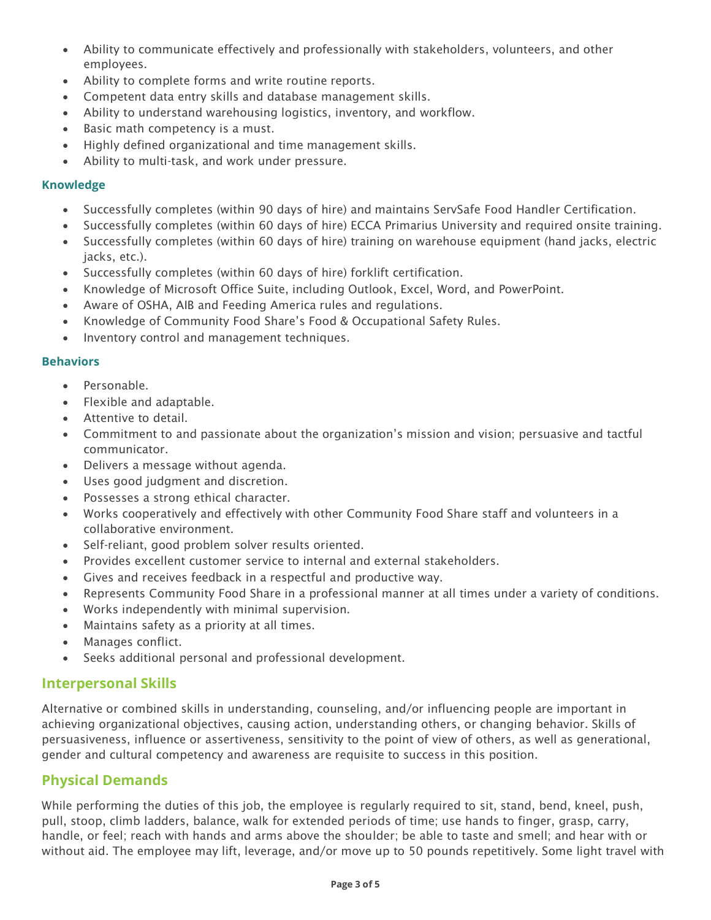- Ability to communicate effectively and professionally with stakeholders, volunteers, and other employees.
- Ability to complete forms and write routine reports.
- Competent data entry skills and database management skills.
- Ability to understand warehousing logistics, inventory, and workflow.
- Basic math competency is a must.
- Highly defined organizational and time management skills.
- Ability to multi-task, and work under pressure.

### Knowledge

- Successfully completes (within 90 days of hire) and maintains ServSafe Food Handler Certification.
- Successfully completes (within 60 days of hire) ECCA Primarius University and required onsite training.
- Successfully completes (within 60 days of hire) training on warehouse equipment (hand jacks, electric jacks, etc.).
- Successfully completes (within 60 days of hire) forklift certification.
- Knowledge of Microsoft Office Suite, including Outlook, Excel, Word, and PowerPoint.
- Aware of OSHA, AIB and Feeding America rules and regulations.
- Knowledge of Community Food Share's Food & Occupational Safety Rules.
- Inventory control and management techniques.

### Behaviors

- Personable.
- Flexible and adaptable.
- Attentive to detail.
- Commitment to and passionate about the organization's mission and vision; persuasive and tactful communicator.
- Delivers a message without agenda.
- Uses good judgment and discretion.
- Possesses a strong ethical character.
- Works cooperatively and effectively with other Community Food Share staff and volunteers in a collaborative environment.
- Self-reliant, good problem solver results oriented.
- Provides excellent customer service to internal and external stakeholders.
- Gives and receives feedback in a respectful and productive way.
- Represents Community Food Share in a professional manner at all times under a variety of conditions.
- Works independently with minimal supervision.
- Maintains safety as a priority at all times.
- Manages conflict.
- Seeks additional personal and professional development.

## Interpersonal Skills

Alternative or combined skills in understanding, counseling, and/or influencing people are important in achieving organizational objectives, causing action, understanding others, or changing behavior. Skills of persuasiveness, influence or assertiveness, sensitivity to the point of view of others, as well as generational, gender and cultural competency and awareness are requisite to success in this position.

## Physical Demands

While performing the duties of this job, the employee is regularly required to sit, stand, bend, kneel, push, pull, stoop, climb ladders, balance, walk for extended periods of time; use hands to finger, grasp, carry, handle, or feel; reach with hands and arms above the shoulder; be able to taste and smell; and hear with or without aid. The employee may lift, leverage, and/or move up to 50 pounds repetitively. Some light travel with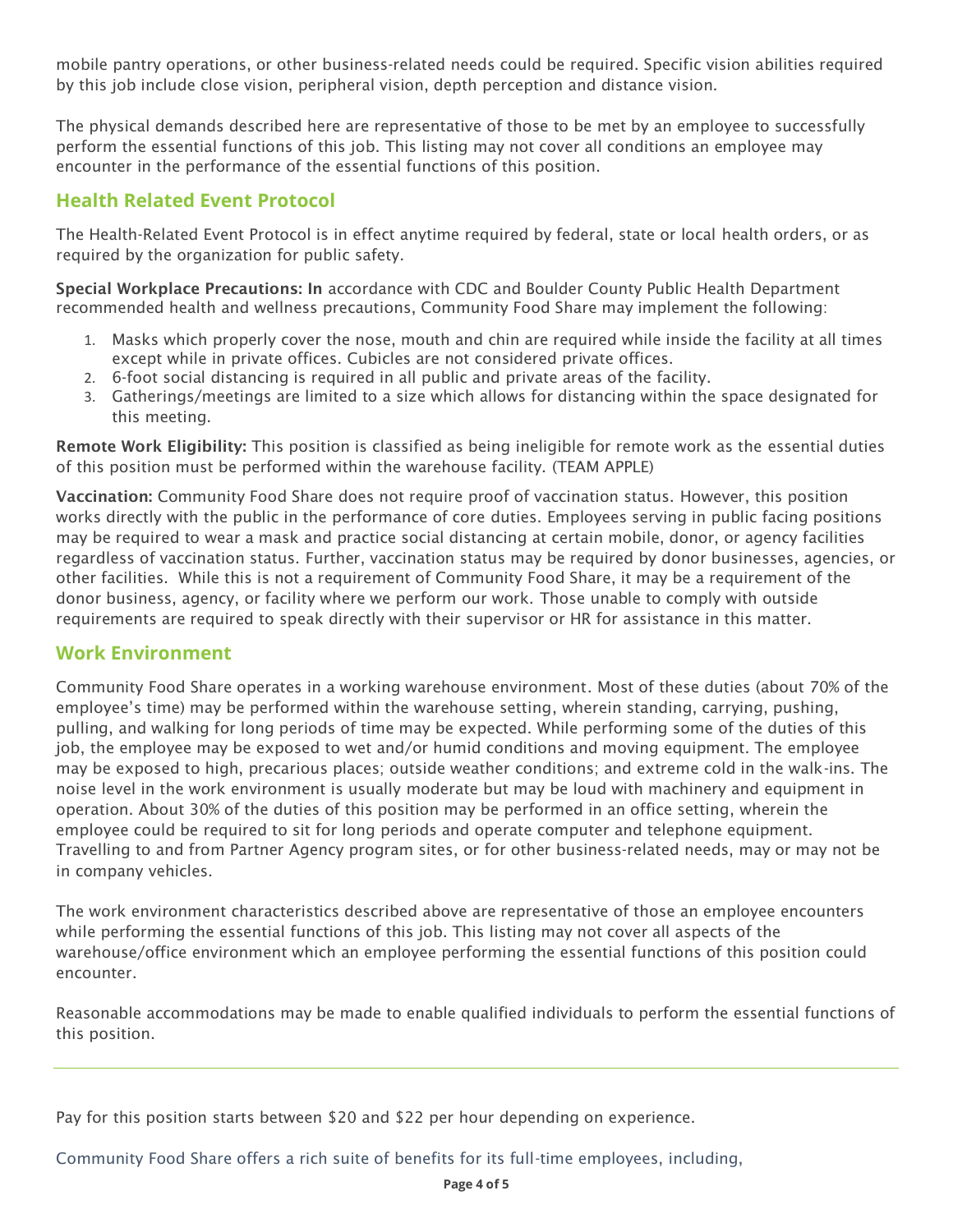mobile pantry operations, or other business-related needs could be required. Specific vision abilities required by this job include close vision, peripheral vision, depth perception and distance vision.

The physical demands described here are representative of those to be met by an employee to successfully perform the essential functions of this job. This listing may not cover all conditions an employee may encounter in the performance of the essential functions of this position.

## Health Related Event Protocol

The Health-Related Event Protocol is in effect anytime required by federal, state or local health orders, or as required by the organization for public safety.

**Special Workplace Precautions: In** accordance with CDC and Boulder County Public Health Department recommended health and wellness precautions, Community Food Share may implement the following:

1. Masks which properly cover the nose, mouth and chin are required while inside the facility at all times except while in private offices. Cubicles are not considered private offices.
2. 6-foot social distancing is required in all public and private areas of the facility.
3. Gatherings/meetings are limited to a size which allows for distancing within the space designated for this meeting.

**Remote Work Eligibility:** This position is classified as being ineligible for remote work as the essential duties of this position must be performed within the warehouse facility. (TEAM APPLE)

**Vaccination:** Community Food Share does not require proof of vaccination status. However, this position works directly with the public in the performance of core duties. Employees serving in public facing positions may be required to wear a mask and practice social distancing at certain mobile, donor, or agency facilities regardless of vaccination status. Further, vaccination status may be required by donor businesses, agencies, or other facilities. While this is not a requirement of Community Food Share, it may be a requirement of the donor business, agency, or facility where we perform our work. Those unable to comply with outside requirements are required to speak directly with their supervisor or HR for assistance in this matter.

## Work Environment

Community Food Share operates in a working warehouse environment. Most of these duties (about 70% of the employee's time) may be performed within the warehouse setting, wherein standing, carrying, pushing, pulling, and walking for long periods of time may be expected. While performing some of the duties of this job, the employee may be exposed to wet and/or humid conditions and moving equipment. The employee may be exposed to high, precarious places; outside weather conditions; and extreme cold in the walk-ins. The noise level in the work environment is usually moderate but may be loud with machinery and equipment in operation. About 30% of the duties of this position may be performed in an office setting, wherein the employee could be required to sit for long periods and operate computer and telephone equipment. Travelling to and from Partner Agency program sites, or for other business-related needs, may or may not be in company vehicles.

The work environment characteristics described above are representative of those an employee encounters while performing the essential functions of this job. This listing may not cover all aspects of the warehouse/office environment which an employee performing the essential functions of this position could encounter.

Reasonable accommodations may be made to enable qualified individuals to perform the essential functions of this position.

---

Pay for this position starts between $20 and $22 per hour depending on experience.

Community Food Share offers a rich suite of benefits for its full-time employees, including,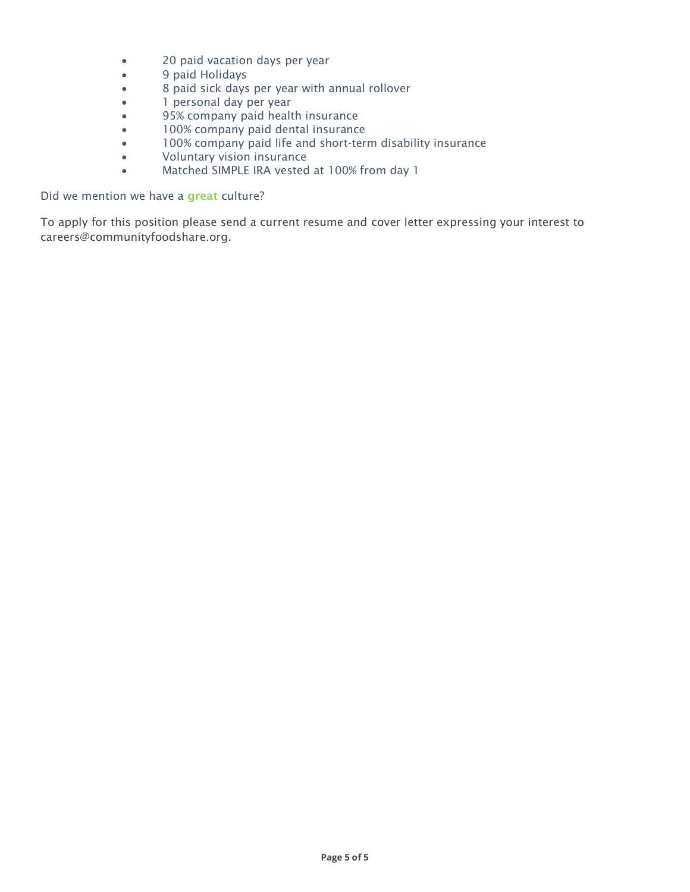- 20 paid vacation days per year
- 9 paid Holidays
- 8 paid sick days per year with annual rollover
- 1 personal day per year
- 95% company paid health insurance
- 100% company paid dental insurance
- 100% company paid life and short-term disability insurance
- Voluntary vision insurance
- Matched SIMPLE IRA vested at 100% from day 1

Did we mention we have a **great** culture?

To apply for this position please send a current resume and cover letter expressing your interest to careers@communityfoodshare.org.